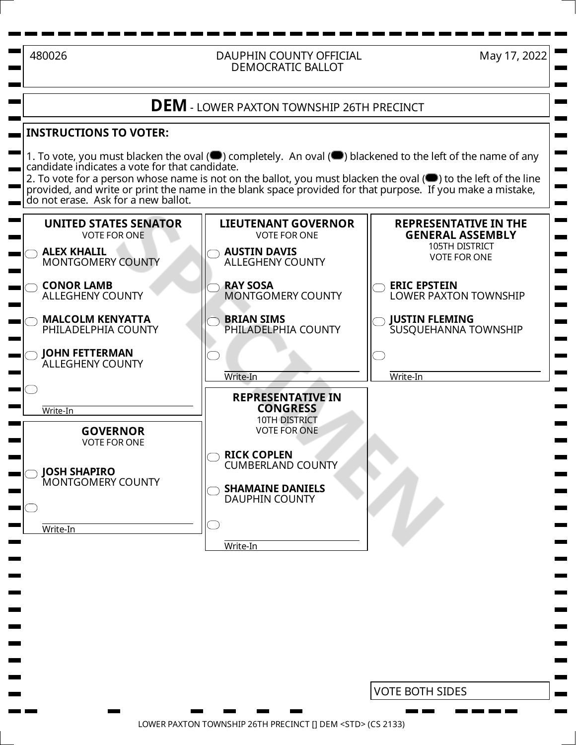480026

# DAUPHIN COUNTY OFFICIAL DEMOCRATIC BALLOT

May 17, 2022

## DEM - LOWER PAXTON TOWNSHIP 26TH PRECINCT

**INSTRUCTIONS TO VOTER:**

1. To vote, you must blacken the oval (⬬) completely. An oval (⬬) blackened to the left of the name of any candidate indicates a vote for that candidate.
2. To vote for a person whose name is not on the ballot, you must blacken the oval (⬬) to the left of the line provided, and write or print the name in the blank space provided for that purpose. If you make a mistake, do not erase. Ask for a new ballot.

### UNITED STATES SENATOR
VOTE FOR ONE

- ⬭ **ALEX KHALIL** MONTGOMERY COUNTY
- ⬭ **CONOR LAMB** ALLEGHENY COUNTY
- ⬭ **MALCOLM KENYATTA** PHILADELPHIA COUNTY
- ⬭ **JOHN FETTERMAN** ALLEGHENY COUNTY
- ⬭ ________ Write-In

### GOVERNOR
VOTE FOR ONE

- ⬭ **JOSH SHAPIRO** MONTGOMERY COUNTY
- ⬭ ________ Write-In

### LIEUTENANT GOVERNOR
VOTE FOR ONE

- ⬭ **AUSTIN DAVIS** ALLEGHENY COUNTY
- ⬭ **RAY SOSA** MONTGOMERY COUNTY
- ⬭ **BRIAN SIMS** PHILADELPHIA COUNTY
- ⬭ ________ Write-In

### REPRESENTATIVE IN CONGRESS
10TH DISTRICT
VOTE FOR ONE

- ⬭ **RICK COPLEN** CUMBERLAND COUNTY
- ⬭ **SHAMAINE DANIELS** DAUPHIN COUNTY
- ⬭ ________ Write-In

### REPRESENTATIVE IN THE GENERAL ASSEMBLY
105TH DISTRICT
VOTE FOR ONE

- ⬭ **ERIC EPSTEIN** LOWER PAXTON TOWNSHIP
- ⬭ **JUSTIN FLEMING** SUSQUEHANNA TOWNSHIP
- ⬭ ________ Write-In

VOTE BOTH SIDES

LOWER PAXTON TOWNSHIP 26TH PRECINCT [] DEM <STD> (CS 2133)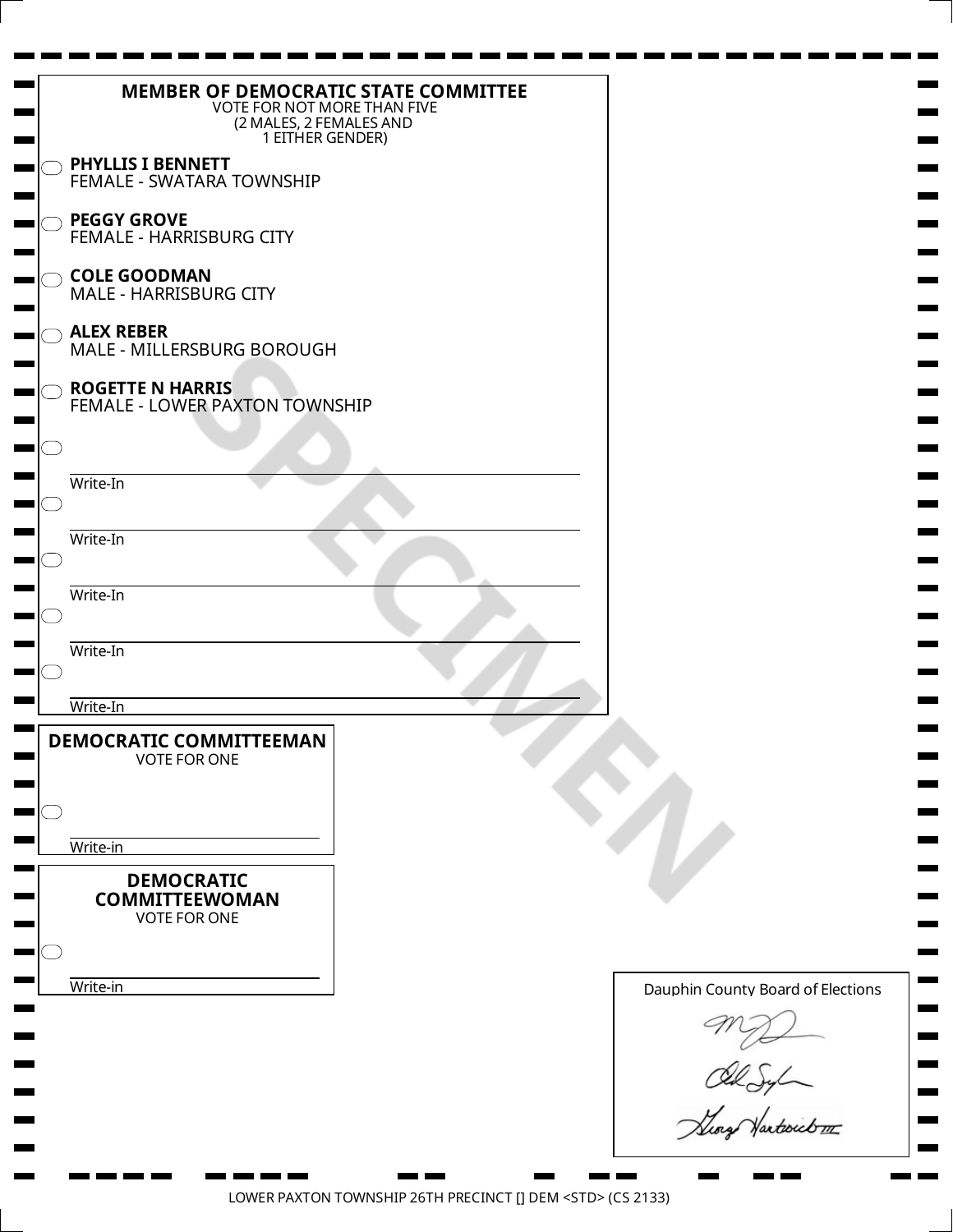## MEMBER OF DEMOCRATIC STATE COMMITTEE

VOTE FOR NOT MORE THAN FIVE
(2 MALES, 2 FEMALES AND
1 EITHER GENDER)

- ⬭ **PHYLLIS I BENNETT**
  FEMALE - SWATARA TOWNSHIP
- ⬭ **PEGGY GROVE**
  FEMALE - HARRISBURG CITY
- ⬭ **COLE GOODMAN**
  MALE - HARRISBURG CITY
- ⬭ **ALEX REBER**
  MALE - MILLERSBURG BOROUGH
- ⬭ **ROGETTE N HARRIS**
  FEMALE - LOWER PAXTON TOWNSHIP
- ⬭ Write-In
- ⬭ Write-In
- ⬭ Write-In
- ⬭ Write-In
- ⬭ Write-In

## DEMOCRATIC COMMITTEEMAN

VOTE FOR ONE

- ⬭ Write-in

## DEMOCRATIC COMMITTEEWOMAN

VOTE FOR ONE

- ⬭ Write-in

Dauphin County Board of Elections

SPECIMEN

LOWER PAXTON TOWNSHIP 26TH PRECINCT [] DEM <STD> (CS 2133)